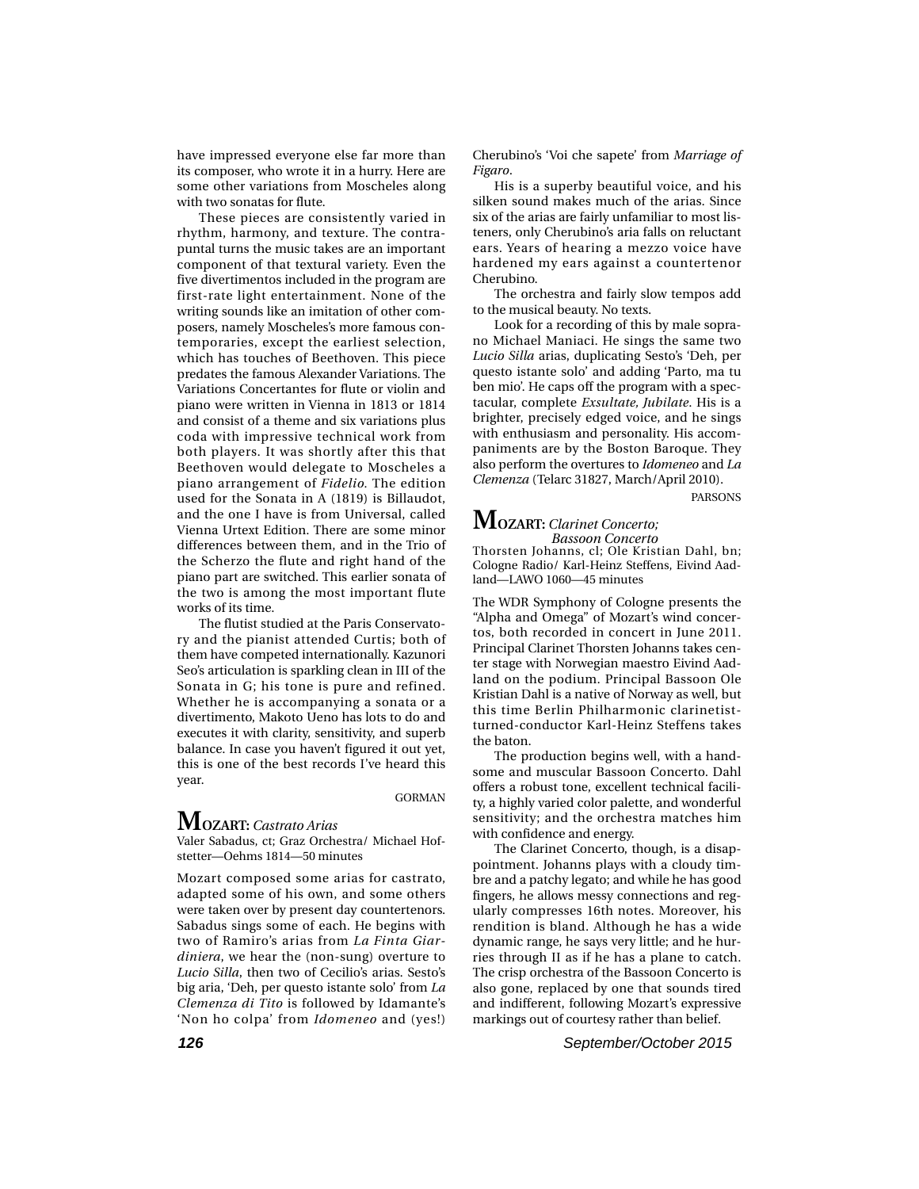have impressed everyone else far more than its composer, who wrote it in a hurry. Here are some other variations from Moscheles along with two sonatas for flute.

These pieces are consistently varied in rhythm, harmony, and texture. The contrapuntal turns the music takes are an important component of that textural variety. Even the five divertimentos included in the program are first-rate light entertainment. None of the writing sounds like an imitation of other composers, namely Moscheles's more famous contemporaries, except the earliest selection, which has touches of Beethoven. This piece predates the famous Alexander Variations. The Variations Concertantes for flute or violin and piano were written in Vienna in 1813 or 1814 and consist of a theme and six variations plus coda with impressive technical work from both players. It was shortly after this that Beethoven would delegate to Moscheles a piano arrangement of *Fidelio*. The edition used for the Sonata in A (1819) is Billaudot, and the one I have is from Universal, called Vienna Urtext Edition. There are some minor differences between them, and in the Trio of the Scherzo the flute and right hand of the piano part are switched. This earlier sonata of the two is among the most important flute works of its time.

The flutist studied at the Paris Conservatory and the pianist attended Curtis; both of them have competed internationally. Kazunori Seo's articulation is sparkling clean in III of the Sonata in G; his tone is pure and refined. Whether he is accompanying a sonata or a divertimento, Makoto Ueno has lots to do and executes it with clarity, sensitivity, and superb balance. In case you haven't figured it out yet, this is one of the best records I've heard this year.

GORMAN

## MOZART: *Castrato Arias*

Valer Sabadus, ct; Graz Orchestra/ Michael Hofstetter—Oehms 1814—50 minutes

Mozart composed some arias for castrato, adapted some of his own, and some others were taken over by present day countertenors. Sabadus sings some of each. He begins with two of Ramiro's arias from *La Finta Giardiniera*, we hear the (non-sung) overture to *Lucio Silla*, then two of Cecilio's arias. Sesto's big aria, 'Deh, per questo istante solo' from *La Clemenza di Tito* is followed by Idamante's 'Non ho colpa' from *Idomeneo* and (yes!) Cherubino's 'Voi che sapete' from *Marriage of Figaro*.

His is a superby beautiful voice, and his silken sound makes much of the arias. Since six of the arias are fairly unfamiliar to most listeners, only Cherubino's aria falls on reluctant ears. Years of hearing a mezzo voice have hardened my ears against a countertenor Cherubino.

The orchestra and fairly slow tempos add to the musical beauty. No texts.

Look for a recording of this by male soprano Michael Maniaci. He sings the same two *Lucio Silla* arias, duplicating Sesto's 'Deh, per questo istante solo' and adding 'Parto, ma tu ben mio'. He caps off the program with a spectacular, complete *Exsultate, Jubilate*. His is a brighter, precisely edged voice, and he sings with enthusiasm and personality. His accompaniments are by the Boston Baroque. They also perform the overtures to *Idomeneo* and *La Clemenza* (Telarc 31827, March/April 2010).

PARSONS

## MOZART: *Clarinet Concerto; Bassoon Concerto*

Thorsten Johanns, cl; Ole Kristian Dahl, bn; Cologne Radio/ Karl-Heinz Steffens, Eivind Aadland—LAWO 1060—45 minutes

The WDR Symphony of Cologne presents the "Alpha and Omega" of Mozart's wind concertos, both recorded in concert in June 2011. Principal Clarinet Thorsten Johanns takes center stage with Norwegian maestro Eivind Aadland on the podium. Principal Bassoon Ole Kristian Dahl is a native of Norway as well, but this time Berlin Philharmonic clarinetist-turned-conductor Karl-Heinz Steffens takes the baton.

The production begins well, with a handsome and muscular Bassoon Concerto. Dahl offers a robust tone, excellent technical facility, a highly varied color palette, and wonderful sensitivity; and the orchestra matches him with confidence and energy.

The Clarinet Concerto, though, is a disappointment. Johanns plays with a cloudy timbre and a patchy legato; and while he has good fingers, he allows messy connections and regularly compresses 16th notes. Moreover, his rendition is bland. Although he has a wide dynamic range, he says very little; and he hurries through II as if he has a plane to catch. The crisp orchestra of the Bassoon Concerto is also gone, replaced by one that sounds tired and indifferent, following Mozart's expressive markings out of courtesy rather than belief.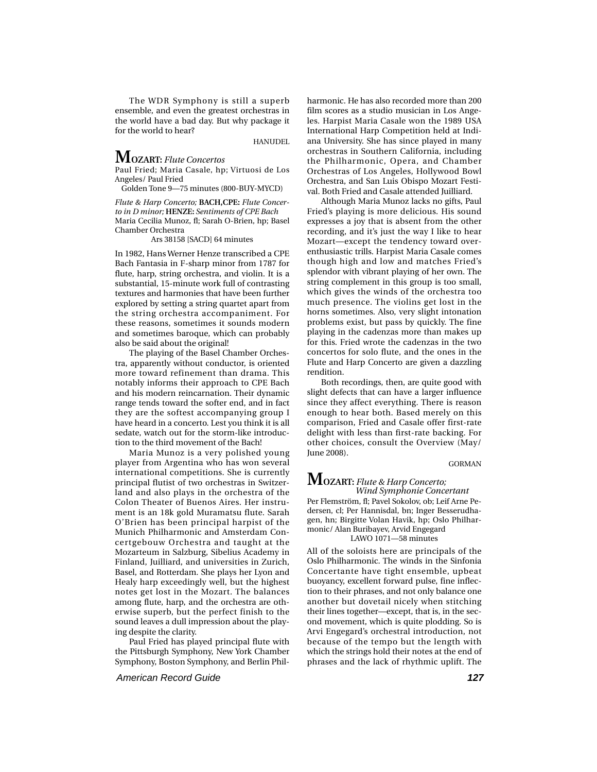The WDR Symphony is still a superb ensemble, and even the greatest orchestras in the world have a bad day. But why package it for the world to hear?

HANUDEL

## MOZART: *Flute Concertos*

Paul Fried; Maria Casale, hp; Virtuosi de Los Angeles/ Paul Fried

Golden Tone 9—75 minutes (800-BUY-MYCD)

*Flute & Harp Concerto;* **BACH,CPE:** *Flute Concerto in D minor;* **HENZE:** *Sentiments of CPE Bach*

Maria Cecilia Munoz, fl; Sarah O-Brien, hp; Basel Chamber Orchestra

Ars 38158 [SACD] 64 minutes

In 1982, Hans Werner Henze transcribed a CPE Bach Fantasia in F-sharp minor from 1787 for flute, harp, string orchestra, and violin. It is a substantial, 15-minute work full of contrasting textures and harmonies that have been further explored by setting a string quartet apart from the string orchestra accompaniment. For these reasons, sometimes it sounds modern and sometimes baroque, which can probably also be said about the original!

The playing of the Basel Chamber Orchestra, apparently without conductor, is oriented more toward refinement than drama. This notably informs their approach to CPE Bach and his modern reincarnation. Their dynamic range tends toward the softer end, and in fact they are the softest accompanying group I have heard in a concerto. Lest you think it is all sedate, watch out for the storm-like introduction to the third movement of the Bach!

Maria Munoz is a very polished young player from Argentina who has won several international competitions. She is currently principal flutist of two orchestras in Switzerland and also plays in the orchestra of the Colon Theater of Buenos Aires. Her instrument is an 18k gold Muramatsu flute. Sarah O'Brien has been principal harpist of the Munich Philharmonic and Amsterdam Concertgebouw Orchestra and taught at the Mozarteum in Salzburg, Sibelius Academy in Finland, Juilliard, and universities in Zurich, Basel, and Rotterdam. She plays her Lyon and Healy harp exceedingly well, but the highest notes get lost in the Mozart. The balances among flute, harp, and the orchestra are otherwise superb, but the perfect finish to the sound leaves a dull impression about the playing despite the clarity.

Paul Fried has played principal flute with the Pittsburgh Symphony, New York Chamber Symphony, Boston Symphony, and Berlin Philharmonic. He has also recorded more than 200 film scores as a studio musician in Los Angeles. Harpist Maria Casale won the 1989 USA International Harp Competition held at Indiana University. She has since played in many orchestras in Southern California, including the Philharmonic, Opera, and Chamber Orchestras of Los Angeles, Hollywood Bowl Orchestra, and San Luis Obispo Mozart Festival. Both Fried and Casale attended Juilliard.

Although Maria Munoz lacks no gifts, Paul Fried's playing is more delicious. His sound expresses a joy that is absent from the other recording, and it's just the way I like to hear Mozart—except the tendency toward overenthusiastic trills. Harpist Maria Casale comes though high and low and matches Fried's splendor with vibrant playing of her own. The string complement in this group is too small, which gives the winds of the orchestra too much presence. The violins get lost in the horns sometimes. Also, very slight intonation problems exist, but pass by quickly. The fine playing in the cadenzas more than makes up for this. Fried wrote the cadenzas in the two concertos for solo flute, and the ones in the Flute and Harp Concerto are given a dazzling rendition.

Both recordings, then, are quite good with slight defects that can have a larger influence since they affect everything. There is reason enough to hear both. Based merely on this comparison, Fried and Casale offer first-rate delight with less than first-rate backing. For other choices, consult the Overview (May/ June 2008).

GORMAN

## MOZART: *Flute & Harp Concerto; Wind Symphonie Concertant*

Per Flemström, fl; Pavel Sokolov, ob; Leif Arne Pedersen, cl; Per Hannisdal, bn; Inger Besserudhagen, hn; Birgitte Volan Havik, hp; Oslo Philharmonic/ Alan Buribayev, Arvid Engegard

LAWO 1071—58 minutes

All of the soloists here are principals of the Oslo Philharmonic. The winds in the Sinfonia Concertante have tight ensemble, upbeat buoyancy, excellent forward pulse, fine inflection to their phrases, and not only balance one another but dovetail nicely when stitching their lines together—except, that is, in the second movement, which is quite plodding. So is Arvi Engegard's orchestral introduction, not because of the tempo but the length with which the strings hold their notes at the end of phrases and the lack of rhythmic uplift. The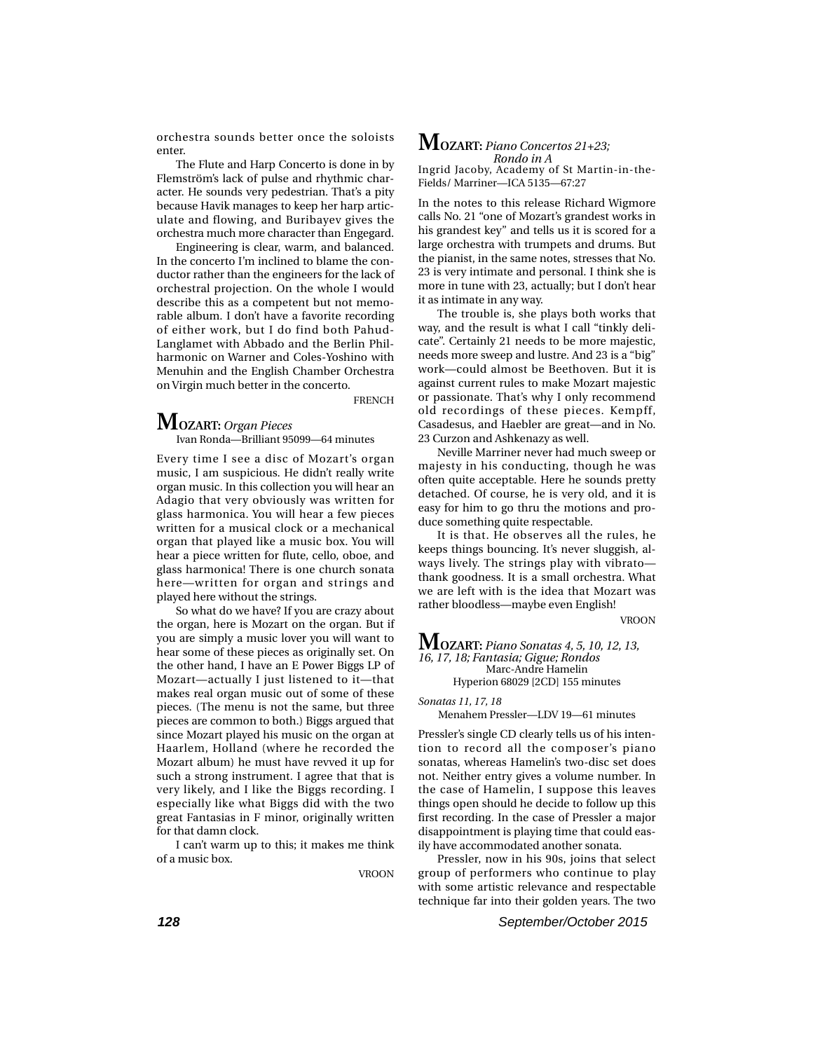orchestra sounds better once the soloists enter.

The Flute and Harp Concerto is done in by Flemström's lack of pulse and rhythmic character. He sounds very pedestrian. That's a pity because Havik manages to keep her harp articulate and flowing, and Buribayev gives the orchestra much more character than Engegard.

Engineering is clear, warm, and balanced. In the concerto I'm inclined to blame the conductor rather than the engineers for the lack of orchestral projection. On the whole I would describe this as a competent but not memorable album. I don't have a favorite recording of either work, but I do find both Pahud-Langlamet with Abbado and the Berlin Philharmonic on Warner and Coles-Yoshino with Menuhin and the English Chamber Orchestra on Virgin much better in the concerto.

FRENCH

## MOZART: *Organ Pieces*

Ivan Ronda—Brilliant 95099—64 minutes

Every time I see a disc of Mozart's organ music, I am suspicious. He didn't really write organ music. In this collection you will hear an Adagio that very obviously was written for glass harmonica. You will hear a few pieces written for a musical clock or a mechanical organ that played like a music box. You will hear a piece written for flute, cello, oboe, and glass harmonica! There is one church sonata here—written for organ and strings and played here without the strings.

So what do we have? If you are crazy about the organ, here is Mozart on the organ. But if you are simply a music lover you will want to hear some of these pieces as originally set. On the other hand, I have an E Power Biggs LP of Mozart—actually I just listened to it—that makes real organ music out of some of these pieces. (The menu is not the same, but three pieces are common to both.) Biggs argued that since Mozart played his music on the organ at Haarlem, Holland (where he recorded the Mozart album) he must have revved it up for such a strong instrument. I agree that that is very likely, and I like the Biggs recording. I especially like what Biggs did with the two great Fantasias in F minor, originally written for that damn clock.

I can't warm up to this; it makes me think of a music box.

VROON

## MOZART: *Piano Concertos 21+23; Rondo in A*

Ingrid Jacoby, Academy of St Martin-in-the-Fields/ Marriner—ICA 5135—67:27

In the notes to this release Richard Wigmore calls No. 21 "one of Mozart's grandest works in his grandest key" and tells us it is scored for a large orchestra with trumpets and drums. But the pianist, in the same notes, stresses that No. 23 is very intimate and personal. I think she is more in tune with 23, actually; but I don't hear it as intimate in any way.

The trouble is, she plays both works that way, and the result is what I call "tinkly delicate". Certainly 21 needs to be more majestic, needs more sweep and lustre. And 23 is a "big" work—could almost be Beethoven. But it is against current rules to make Mozart majestic or passionate. That's why I only recommend old recordings of these pieces. Kempff, Casadesus, and Haebler are great—and in No. 23 Curzon and Ashkenazy as well.

Neville Marriner never had much sweep or majesty in his conducting, though he was often quite acceptable. Here he sounds pretty detached. Of course, he is very old, and it is easy for him to go thru the motions and produce something quite respectable.

It is that. He observes all the rules, he keeps things bouncing. It's never sluggish, always lively. The strings play with vibrato—thank goodness. It is a small orchestra. What we are left with is the idea that Mozart was rather bloodless—maybe even English!

VROON

## MOZART: *Piano Sonatas 4, 5, 10, 12, 13, 16, 17, 18; Fantasia; Gigue; Rondos*

Marc-Andre Hamelin
Hyperion 68029 [2CD] 155 minutes

*Sonatas 11, 17, 18*

Menahem Pressler—LDV 19—61 minutes

Pressler's single CD clearly tells us of his intention to record all the composer's piano sonatas, whereas Hamelin's two-disc set does not. Neither entry gives a volume number. In the case of Hamelin, I suppose this leaves things open should he decide to follow up this first recording. In the case of Pressler a major disappointment is playing time that could easily have accommodated another sonata.

Pressler, now in his 90s, joins that select group of performers who continue to play with some artistic relevance and respectable technique far into their golden years. The two